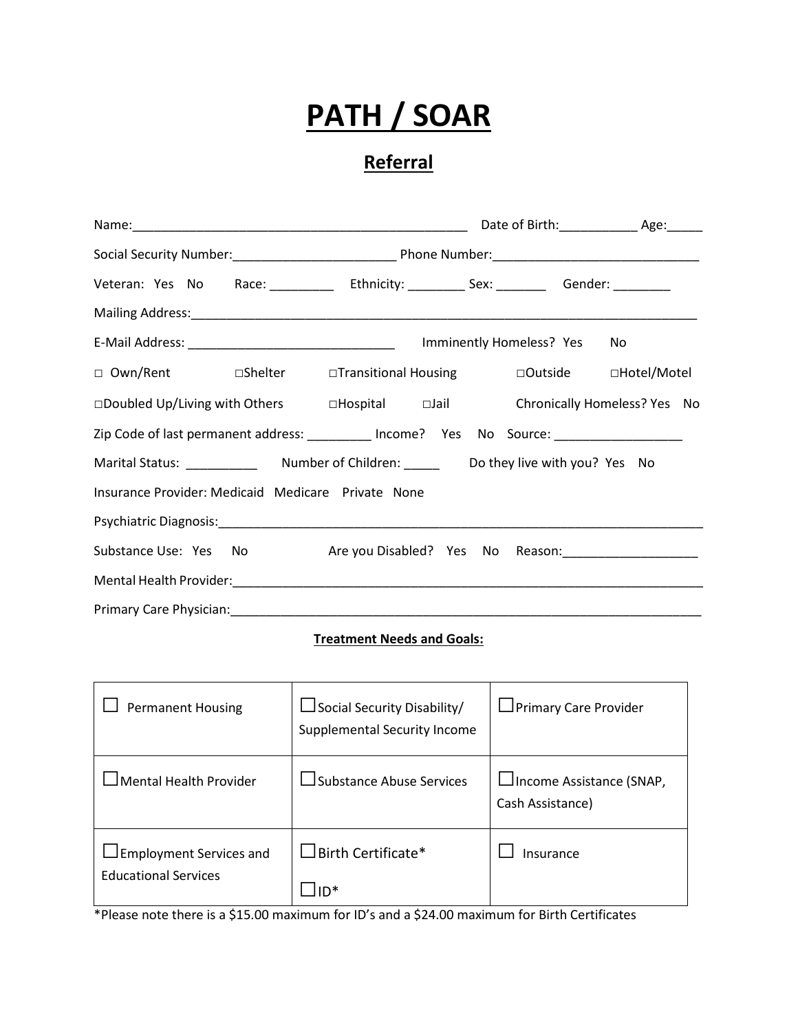# PATH / SOAR

## Referral

Name:_______________________________________________ Date of Birth:___________ Age:_____

Social Security Number:______________________ Phone Number:_____________________________

Veteran: Yes No Race: _________ Ethnicity: ________ Sex: _______ Gender: ________

Mailing Address:__________________________________________________________________________

E-Mail Address: _____________________________ Imminently Homeless? Yes No

□ Own/Rent □Shelter □Transitional Housing □Outside □Hotel/Motel

□Doubled Up/Living with Others □Hospital □Jail Chronically Homeless? Yes No

Zip Code of last permanent address: _________ Income? Yes No Source: __________________

Marital Status: __________ Number of Children: _____ Do they live with you? Yes No

Insurance Provider: Medicaid Medicare Private None

Psychiatric Diagnosis:______________________________________________________________________

Substance Use: Yes No Are you Disabled? Yes No Reason:___________________

Mental Health Provider:_____________________________________________________________________

Primary Care Physician:_____________________________________________________________________

**Treatment Needs and Goals:**

| | | |
|---|---|---|
| ☐ Permanent Housing | ☐ Social Security Disability/ Supplemental Security Income | ☐ Primary Care Provider |
| ☐ Mental Health Provider | ☐ Substance Abuse Services | ☐ Income Assistance (SNAP, Cash Assistance) |
| ☐ Employment Services and Educational Services | ☐ Birth Certificate*<br>☐ ID* | ☐ Insurance |

*Please note there is a $15.00 maximum for ID's and a $24.00 maximum for Birth Certificates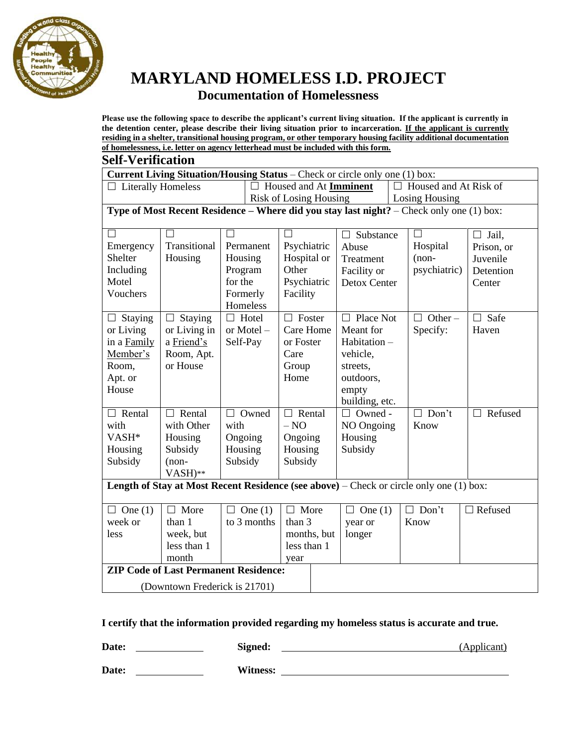# MARYLAND HOMELESS I.D. PROJECT

## Documentation of Homelessness

**Please use the following space to describe the applicant's current living situation. If the applicant is currently in the detention center, please describe their living situation prior to incarceration. If the applicant is currently residing in a shelter, transitional housing program, or other temporary housing facility additional documentation of homelessness, i.e. letter on agency letterhead must be included with this form.**

## Self-Verification

**Current Living Situation/Housing Status** – Check or circle only one (1) box:

| | | |
|---|---|---|
| ☐ Literally Homeless | ☐ Housed and At **Imminent** Risk of Losing Housing | ☐ Housed and At Risk of Losing Housing |

**Type of Most Recent Residence – Where did you stay last night?** – Check only one (1) box:

| | | | | | | |
|---|---|---|---|---|---|---|
| ☐ Emergency Shelter Including Motel Vouchers | ☐ Transitional Housing | ☐ Permanent Housing Program for the Formerly Homeless | ☐ Psychiatric Hospital or Other Psychiatric Facility | ☐ Substance Abuse Treatment Facility or Detox Center | ☐ Hospital (non-psychiatric) | ☐ Jail, Prison, or Juvenile Detention Center |
| ☐ Staying or Living in a Family Member's Room, Apt. or House | ☐ Staying or Living in a Friend's Room, Apt. or House | ☐ Hotel or Motel – Self-Pay | ☐ Foster Care Home or Foster Care Group Home | ☐ Place Not Meant for Habitation – vehicle, streets, outdoors, empty building, etc. | ☐ Other – Specify: | ☐ Safe Haven |
| ☐ Rental with VASH* Housing Subsidy | ☐ Rental with Other Housing Subsidy (non-VASH)** | ☐ Owned with Ongoing Housing Subsidy | ☐ Rental – NO Ongoing Housing Subsidy | ☐ Owned - NO Ongoing Housing Subsidy | ☐ Don't Know | ☐ Refused |

**Length of Stay at Most Recent Residence (see above)** – Check or circle only one (1) box:

| | | | | | | |
|---|---|---|---|---|---|---|
| ☐ One (1) week or less | ☐ More than 1 week, but less than 1 month | ☐ One (1) to 3 months | ☐ More than 3 months, but less than 1 year | ☐ One (1) year or longer | ☐ Don't Know | ☐ Refused |

| | |
|---|---|
| **ZIP Code of Last Permanent Residence:** (Downtown Frederick is 21701) | |

**I certify that the information provided regarding my homeless status is accurate and true.**

**Date:** ____________ **Signed:** ______________________________ (Applicant)

**Date:** ____________ **Witness:** ______________________________